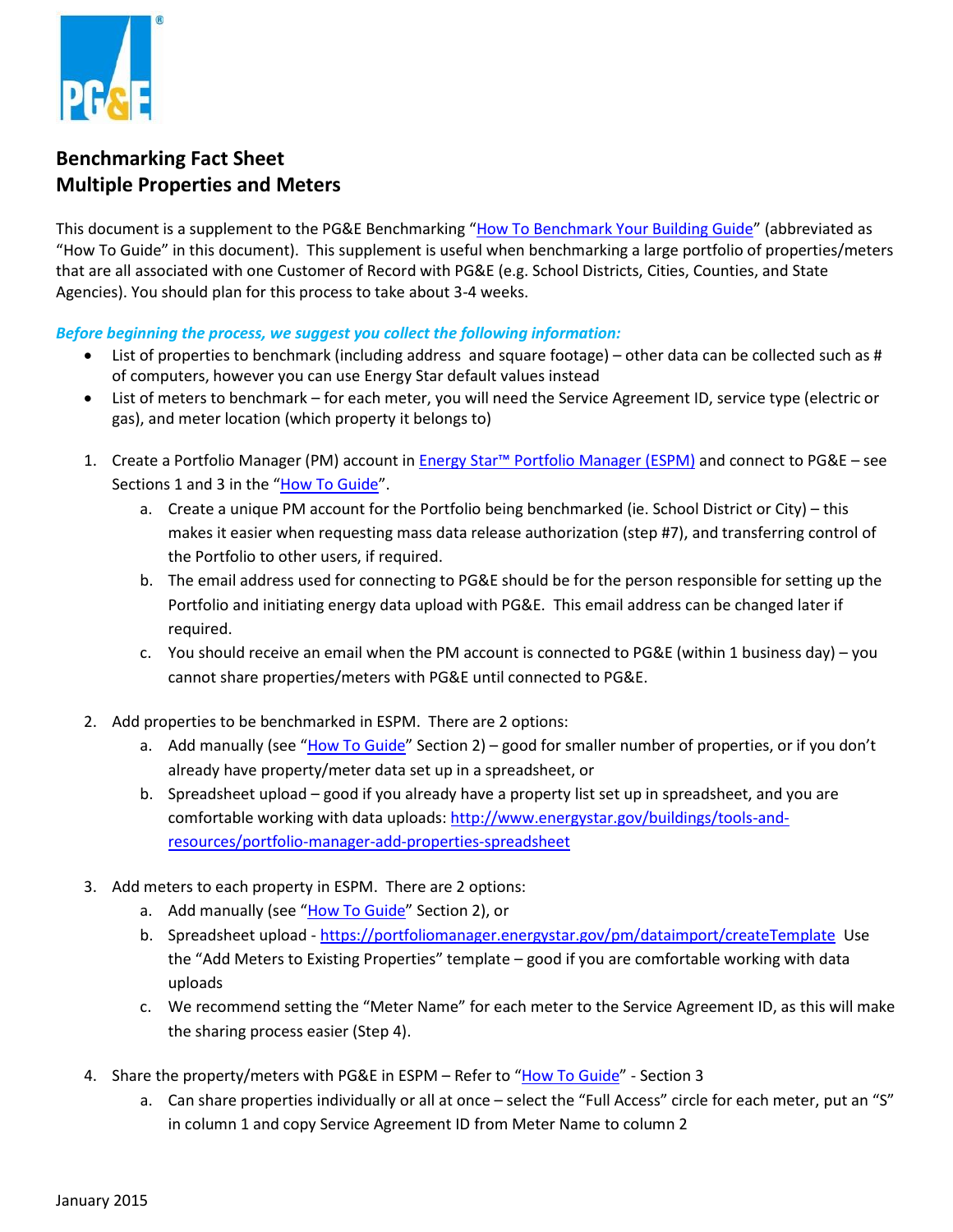## Benchmarking Fact Sheet
## Multiple Properties and Meters

This document is a supplement to the PG&E Benchmarking "How To Benchmark Your Building Guide" (abbreviated as "How To Guide" in this document). This supplement is useful when benchmarking a large portfolio of properties/meters that are all associated with one Customer of Record with PG&E (e.g. School Districts, Cities, Counties, and State Agencies). You should plan for this process to take about 3-4 weeks.

***Before beginning the process, we suggest you collect the following information:***

- List of properties to benchmark (including address and square footage) – other data can be collected such as # of computers, however you can use Energy Star default values instead
- List of meters to benchmark – for each meter, you will need the Service Agreement ID, service type (electric or gas), and meter location (which property it belongs to)

1. Create a Portfolio Manager (PM) account in Energy Star™ Portfolio Manager (ESPM) and connect to PG&E – see Sections 1 and 3 in the "How To Guide".
    a. Create a unique PM account for the Portfolio being benchmarked (ie. School District or City) – this makes it easier when requesting mass data release authorization (step #7), and transferring control of the Portfolio to other users, if required.
    b. The email address used for connecting to PG&E should be for the person responsible for setting up the Portfolio and initiating energy data upload with PG&E. This email address can be changed later if required.
    c. You should receive an email when the PM account is connected to PG&E (within 1 business day) – you cannot share properties/meters with PG&E until connected to PG&E.

2. Add properties to be benchmarked in ESPM. There are 2 options:
    a. Add manually (see "How To Guide" Section 2) – good for smaller number of properties, or if you don't already have property/meter data set up in a spreadsheet, or
    b. Spreadsheet upload – good if you already have a property list set up in spreadsheet, and you are comfortable working with data uploads: http://www.energystar.gov/buildings/tools-and-resources/portfolio-manager-add-properties-spreadsheet

3. Add meters to each property in ESPM. There are 2 options:
    a. Add manually (see "How To Guide" Section 2), or
    b. Spreadsheet upload - https://portfoliomanager.energystar.gov/pm/dataimport/createTemplate Use the "Add Meters to Existing Properties" template – good if you are comfortable working with data uploads
    c. We recommend setting the "Meter Name" for each meter to the Service Agreement ID, as this will make the sharing process easier (Step 4).

4. Share the property/meters with PG&E in ESPM – Refer to "How To Guide" - Section 3
    a. Can share properties individually or all at once – select the "Full Access" circle for each meter, put an "S" in column 1 and copy Service Agreement ID from Meter Name to column 2

January 2015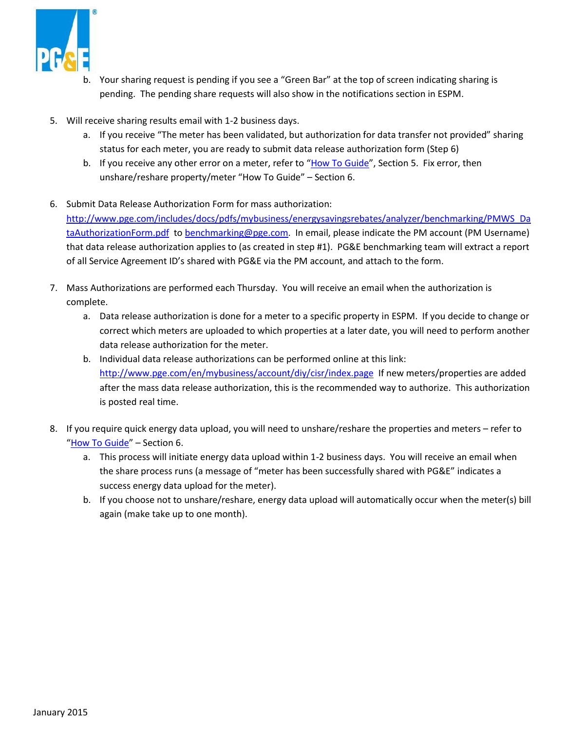b. Your sharing request is pending if you see a "Green Bar" at the top of screen indicating sharing is pending. The pending share requests will also show in the notifications section in ESPM.

5. Will receive sharing results email with 1-2 business days.
   a. If you receive "The meter has been validated, but authorization for data transfer not provided" sharing status for each meter, you are ready to submit data release authorization form (Step 6)
   b. If you receive any other error on a meter, refer to "How To Guide", Section 5. Fix error, then unshare/reshare property/meter "How To Guide" – Section 6.

6. Submit Data Release Authorization Form for mass authorization: http://www.pge.com/includes/docs/pdfs/mybusiness/energysavingsrebates/analyzer/benchmarking/PMWS_DataAuthorizationForm.pdf to benchmarking@pge.com. In email, please indicate the PM account (PM Username) that data release authorization applies to (as created in step #1). PG&E benchmarking team will extract a report of all Service Agreement ID's shared with PG&E via the PM account, and attach to the form.

7. Mass Authorizations are performed each Thursday. You will receive an email when the authorization is complete.
   a. Data release authorization is done for a meter to a specific property in ESPM. If you decide to change or correct which meters are uploaded to which properties at a later date, you will need to perform another data release authorization for the meter.
   b. Individual data release authorizations can be performed online at this link: http://www.pge.com/en/mybusiness/account/diy/cisr/index.page If new meters/properties are added after the mass data release authorization, this is the recommended way to authorize. This authorization is posted real time.

8. If you require quick energy data upload, you will need to unshare/reshare the properties and meters – refer to "How To Guide" – Section 6.
   a. This process will initiate energy data upload within 1-2 business days. You will receive an email when the share process runs (a message of "meter has been successfully shared with PG&E" indicates a success energy data upload for the meter).
   b. If you choose not to unshare/reshare, energy data upload will automatically occur when the meter(s) bill again (make take up to one month).